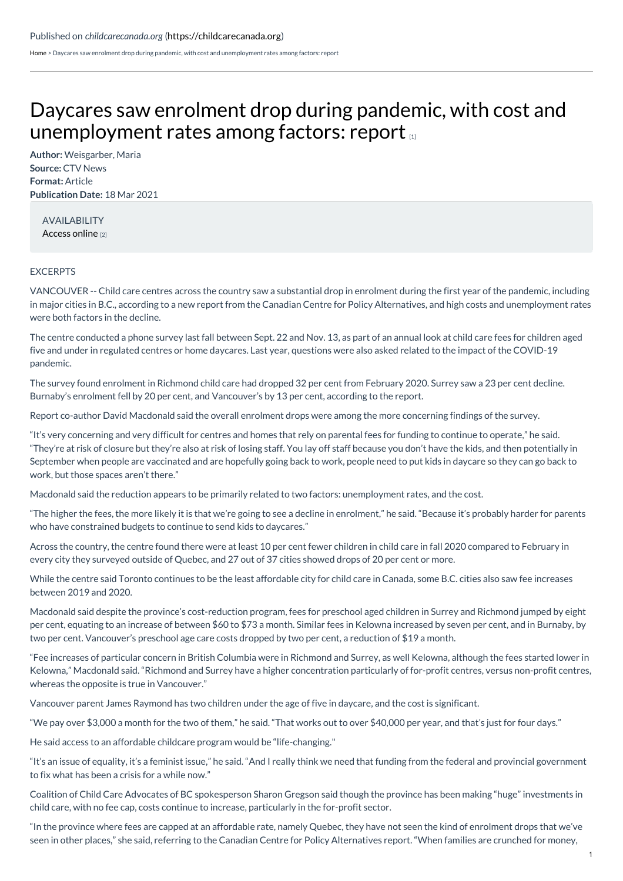Published on *childcarecanada.org* (https://childcarecanada.org)

Home > Daycares saw enrolment drop during pandemic, with cost and unemployment rates among factors: report

# Daycares saw enrolment drop during pandemic, with cost and unemployment rates among factors: report [1]

**Author:** Weisgarber, Maria
**Source:** CTV News
**Format:** Article
**Publication Date:** 18 Mar 2021

AVAILABILITY
Access online [2]

EXCERPTS

VANCOUVER -- Child care centres across the country saw a substantial drop in enrolment during the first year of the pandemic, including in major cities in B.C., according to a new report from the Canadian Centre for Policy Alternatives, and high costs and unemployment rates were both factors in the decline.

The centre conducted a phone survey last fall between Sept. 22 and Nov. 13, as part of an annual look at child care fees for children aged five and under in regulated centres or home daycares. Last year, questions were also asked related to the impact of the COVID-19 pandemic.

The survey found enrolment in Richmond child care had dropped 32 per cent from February 2020. Surrey saw a 23 per cent decline. Burnaby's enrolment fell by 20 per cent, and Vancouver's by 13 per cent, according to the report.

Report co-author David Macdonald said the overall enrolment drops were among the more concerning findings of the survey.

"It's very concerning and very difficult for centres and homes that rely on parental fees for funding to continue to operate," he said. "They're at risk of closure but they're also at risk of losing staff. You lay off staff because you don't have the kids, and then potentially in September when people are vaccinated and are hopefully going back to work, people need to put kids in daycare so they can go back to work, but those spaces aren't there."

Macdonald said the reduction appears to be primarily related to two factors: unemployment rates, and the cost.

"The higher the fees, the more likely it is that we're going to see a decline in enrolment," he said. "Because it's probably harder for parents who have constrained budgets to continue to send kids to daycares."

Across the country, the centre found there were at least 10 per cent fewer children in child care in fall 2020 compared to February in every city they surveyed outside of Quebec, and 27 out of 37 cities showed drops of 20 per cent or more.

While the centre said Toronto continues to be the least affordable city for child care in Canada, some B.C. cities also saw fee increases between 2019 and 2020.

Macdonald said despite the province's cost-reduction program, fees for preschool aged children in Surrey and Richmond jumped by eight per cent, equating to an increase of between $60 to $73 a month. Similar fees in Kelowna increased by seven per cent, and in Burnaby, by two per cent. Vancouver's preschool age care costs dropped by two per cent, a reduction of $19 a month.

"Fee increases of particular concern in British Columbia were in Richmond and Surrey, as well Kelowna, although the fees started lower in Kelowna," Macdonald said. "Richmond and Surrey have a higher concentration particularly of for-profit centres, versus non-profit centres, whereas the opposite is true in Vancouver."

Vancouver parent James Raymond has two children under the age of five in daycare, and the cost is significant.

"We pay over $3,000 a month for the two of them," he said. "That works out to over $40,000 per year, and that's just for four days."

He said access to an affordable childcare program would be "life-changing."

"It's an issue of equality, it's a feminist issue," he said. "And I really think we need that funding from the federal and provincial government to fix what has been a crisis for a while now."

Coalition of Child Care Advocates of BC spokesperson Sharon Gregson said though the province has been making "huge" investments in child care, with no fee cap, costs continue to increase, particularly in the for-profit sector.

"In the province where fees are capped at an affordable rate, namely Quebec, they have not seen the kind of enrolment drops that we've seen in other places," she said, referring to the Canadian Centre for Policy Alternatives report. "When families are crunched for money,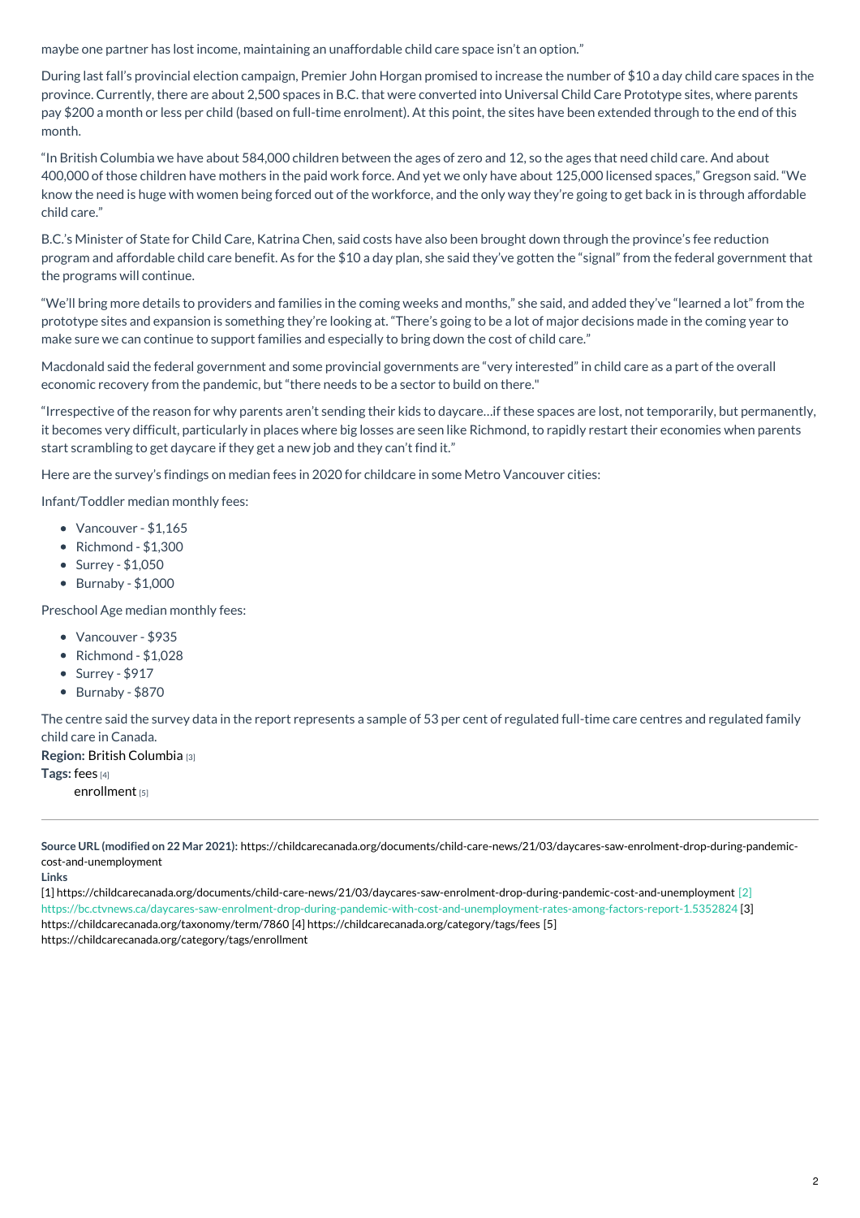maybe one partner has lost income, maintaining an unaffordable child care space isn't an option."

During last fall's provincial election campaign, Premier John Horgan promised to increase the number of $10 a day child care spaces in the province. Currently, there are about 2,500 spaces in B.C. that were converted into Universal Child Care Prototype sites, where parents pay $200 a month or less per child (based on full-time enrolment). At this point, the sites have been extended through to the end of this month.

"In British Columbia we have about 584,000 children between the ages of zero and 12, so the ages that need child care. And about 400,000 of those children have mothers in the paid work force. And yet we only have about 125,000 licensed spaces," Gregson said. "We know the need is huge with women being forced out of the workforce, and the only way they're going to get back in is through affordable child care."

B.C.'s Minister of State for Child Care, Katrina Chen, said costs have also been brought down through the province's fee reduction program and affordable child care benefit. As for the $10 a day plan, she said they've gotten the "signal" from the federal government that the programs will continue.

"We'll bring more details to providers and families in the coming weeks and months," she said, and added they've "learned a lot" from the prototype sites and expansion is something they're looking at. "There's going to be a lot of major decisions made in the coming year to make sure we can continue to support families and especially to bring down the cost of child care."

Macdonald said the federal government and some provincial governments are "very interested" in child care as a part of the overall economic recovery from the pandemic, but "there needs to be a sector to build on there."

"Irrespective of the reason for why parents aren't sending their kids to daycare…if these spaces are lost, not temporarily, but permanently, it becomes very difficult, particularly in places where big losses are seen like Richmond, to rapidly restart their economies when parents start scrambling to get daycare if they get a new job and they can't find it."

Here are the survey's findings on median fees in 2020 for childcare in some Metro Vancouver cities:

Infant/Toddler median monthly fees:

- Vancouver - $1,165
- Richmond - $1,300
- Surrey - $1,050
- Burnaby - $1,000

Preschool Age median monthly fees:

- Vancouver - $935
- Richmond - $1,028
- Surrey - $917
- Burnaby - $870

The centre said the survey data in the report represents a sample of 53 per cent of regulated full-time care centres and regulated family child care in Canada.

**Region:** British Columbia [3]
**Tags:** fees [4]
enrollment [5]

---

**Source URL (modified on 22 Mar 2021):** https://childcarecanada.org/documents/child-care-news/21/03/daycares-saw-enrolment-drop-during-pandemic-cost-and-unemployment

**Links**
[1] https://childcarecanada.org/documents/child-care-news/21/03/daycares-saw-enrolment-drop-during-pandemic-cost-and-unemployment [2] https://bc.ctvnews.ca/daycares-saw-enrolment-drop-during-pandemic-with-cost-and-unemployment-rates-among-factors-report-1.5352824 [3] https://childcarecanada.org/taxonomy/term/7860 [4] https://childcarecanada.org/category/tags/fees [5] https://childcarecanada.org/category/tags/enrollment